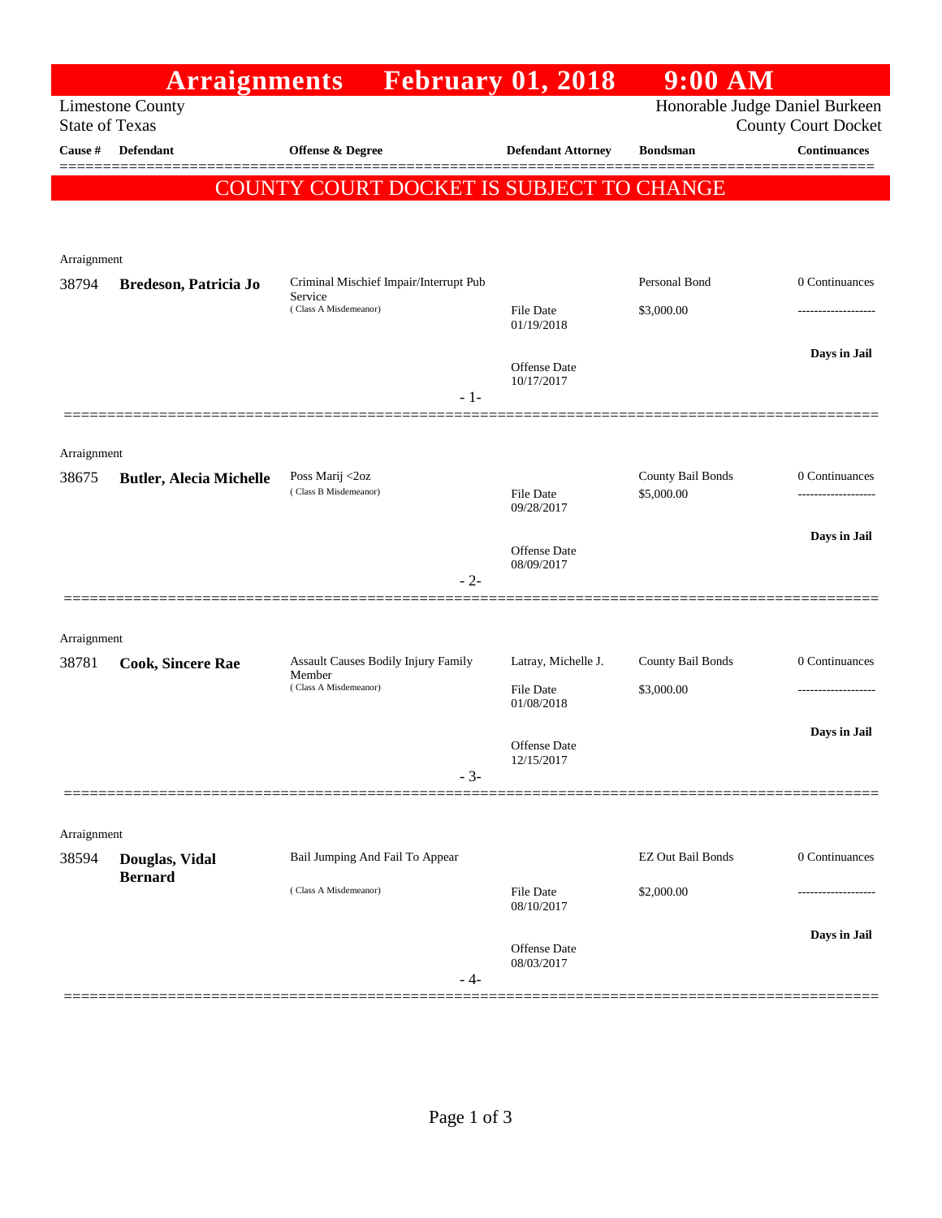# Arraignments February 01, 2018 9:00 AM

Limestone County
State of Texas

Honorable Judge Daniel Burkeen
County Court Docket

| Cause # | Defendant | Offense & Degree | Defendant Attorney | Bondsman | Continuances |
|---|---|---|---|---|---|

**COUNTY COURT DOCKET IS SUBJECT TO CHANGE**

Arraignment

| Cause # | Defendant | Offense & Degree | Defendant Attorney | Bondsman | Continuances |
|---|---|---|---|---|---|
| 38794 | **Bredeson, Patricia Jo** | Criminal Mischief Impair/Interrupt Pub Service (Class A Misdemeanor) | File Date 01/19/2018; Offense Date 10/17/2017 | Personal Bond $3,000.00 | 0 Continuances; **Days in Jail** |

- 1-

Arraignment

| Cause # | Defendant | Offense & Degree | Defendant Attorney | Bondsman | Continuances |
|---|---|---|---|---|---|
| 38675 | **Butler, Alecia Michelle** | Poss Marij <2oz (Class B Misdemeanor) | File Date 09/28/2017; Offense Date 08/09/2017 | County Bail Bonds $5,000.00 | 0 Continuances; **Days in Jail** |

- 2-

Arraignment

| Cause # | Defendant | Offense & Degree | Defendant Attorney | Bondsman | Continuances |
|---|---|---|---|---|---|
| 38781 | **Cook, Sincere Rae** | Assault Causes Bodily Injury Family Member (Class A Misdemeanor) | Latray, Michelle J.; File Date 01/08/2018; Offense Date 12/15/2017 | County Bail Bonds $3,000.00 | 0 Continuances; **Days in Jail** |

- 3-

Arraignment

| Cause # | Defendant | Offense & Degree | Defendant Attorney | Bondsman | Continuances |
|---|---|---|---|---|---|
| 38594 | **Douglas, Vidal Bernard** | Bail Jumping And Fail To Appear (Class A Misdemeanor) | File Date 08/10/2017; Offense Date 08/03/2017 | EZ Out Bail Bonds $2,000.00 | 0 Continuances; **Days in Jail** |

- 4-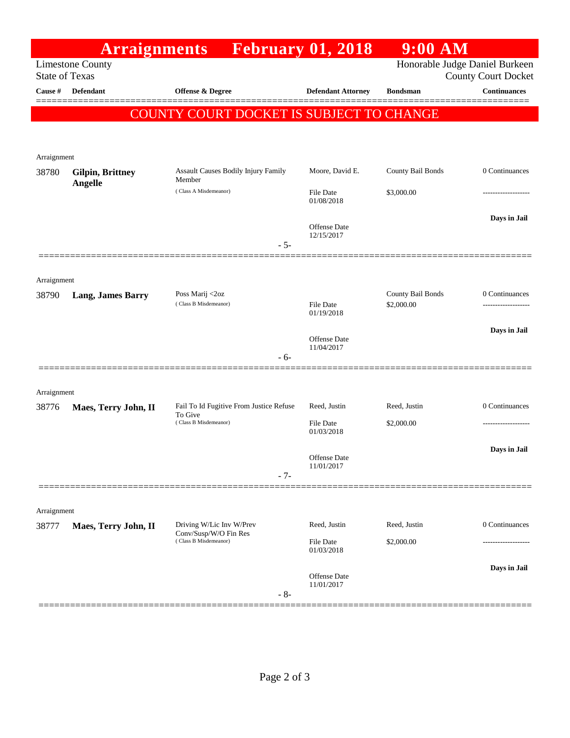# Arraignments February 01, 2018 9:00 AM

Limestone County
State of Texas

Honorable Judge Daniel Burkeen
County Court Docket

**COUNTY COURT DOCKET IS SUBJECT TO CHANGE**

| Cause # | Defendant | Offense & Degree | Defendant Attorney | Bondsman | Continuances |
|---|---|---|---|---|---|
| Arraignment | | | | | |
| 38780 | **Gilpin, Brittney Angelle** | Assault Causes Bodily Injury Family Member ( Class A Misdemeanor) | Moore, David E. | County Bail Bonds | 0 Continuances |
| | | | File Date 01/08/2018 | $3,000.00 | ------------------- |
| | | | Offense Date 12/15/2017 | | **Days in Jail** |
| | | - 5- | | | |
| Arraignment | | | | | |
| 38790 | **Lang, James Barry** | Poss Marij <2oz ( Class B Misdemeanor) | | County Bail Bonds | 0 Continuances |
| | | | File Date 01/19/2018 | $2,000.00 | ------------------- |
| | | | Offense Date 11/04/2017 | | **Days in Jail** |
| | | - 6- | | | |
| Arraignment | | | | | |
| 38776 | **Maes, Terry John, II** | Fail To Id Fugitive From Justice Refuse To Give ( Class B Misdemeanor) | Reed, Justin | Reed, Justin | 0 Continuances |
| | | | File Date 01/03/2018 | $2,000.00 | ------------------- |
| | | | Offense Date 11/01/2017 | | **Days in Jail** |
| | | - 7- | | | |
| Arraignment | | | | | |
| 38777 | **Maes, Terry John, II** | Driving W/Lic Inv W/Prev Conv/Susp/W/O Fin Res ( Class B Misdemeanor) | Reed, Justin | Reed, Justin | 0 Continuances |
| | | | File Date 01/03/2018 | $2,000.00 | ------------------- |
| | | | Offense Date 11/01/2017 | | **Days in Jail** |
| | | - 8- | | | |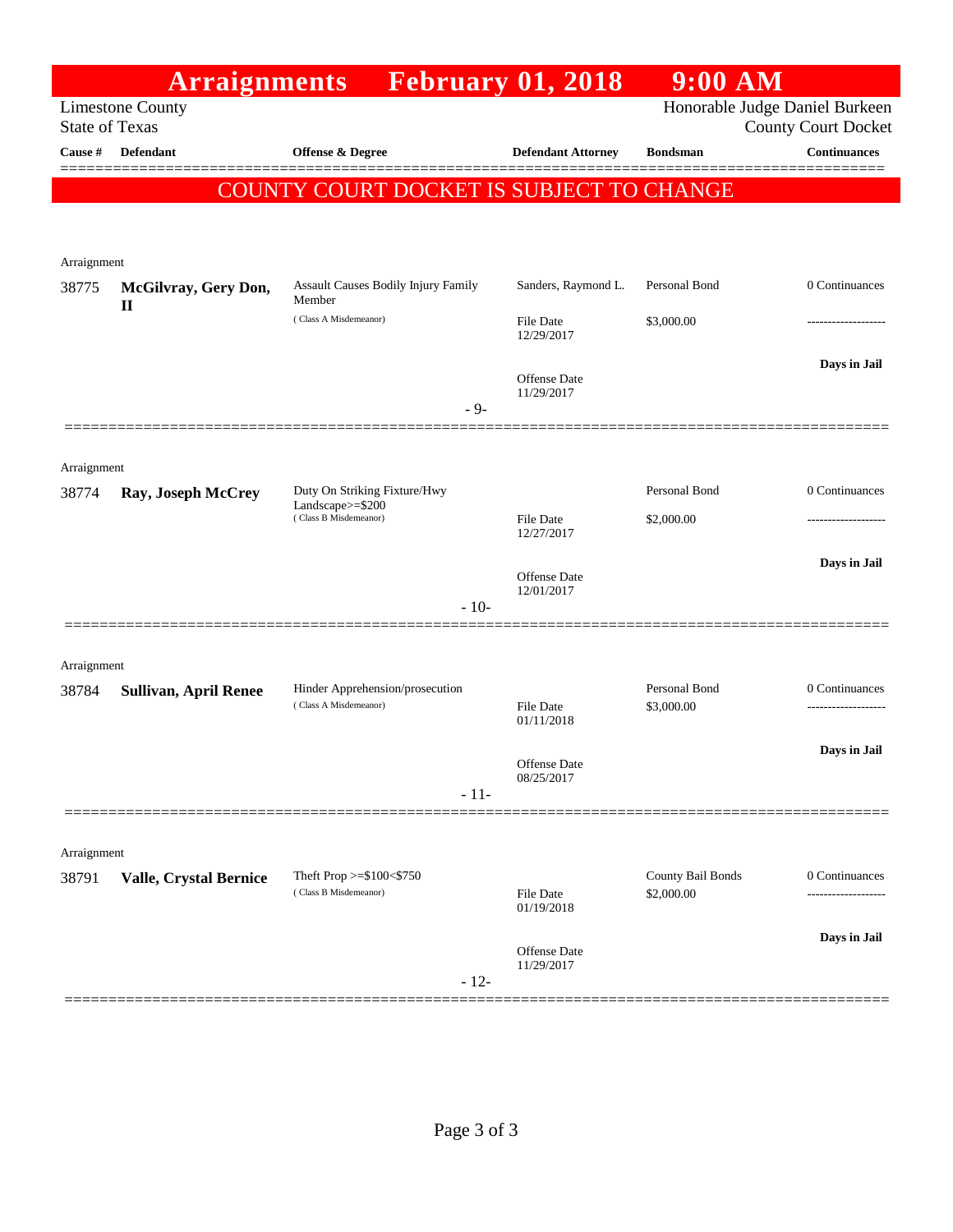# Arraignments February 01, 2018 9:00 AM

Limestone County
State of Texas

Honorable Judge Daniel Burkeen
County Court Docket

**COUNTY COURT DOCKET IS SUBJECT TO CHANGE**

| Cause # | Defendant | Offense & Degree | Defendant Attorney | Bondsman | Continuances |
|---|---|---|---|---|---|
| Arraignment | | | | | |
| 38775 | **McGilvray, Gery Don, II** | Assault Causes Bodily Injury Family Member (Class A Misdemeanor) | Sanders, Raymond L. | Personal Bond | 0 Continuances |
| | | | File Date 12/29/2017 | $3,000.00 | ------------------- |
| | | | Offense Date 11/29/2017 | | **Days in Jail** |
| | | - 9- | | | |
| Arraignment | | | | | |
| 38774 | **Ray, Joseph McCrey** | Duty On Striking Fixture/Hwy Landscape>=$200 (Class B Misdemeanor) | | Personal Bond | 0 Continuances |
| | | | File Date 12/27/2017 | $2,000.00 | ------------------- |
| | | | Offense Date 12/01/2017 | | **Days in Jail** |
| | | - 10- | | | |
| Arraignment | | | | | |
| 38784 | **Sullivan, April Renee** | Hinder Apprehension/prosecution (Class A Misdemeanor) | | Personal Bond | 0 Continuances |
| | | | File Date 01/11/2018 | $3,000.00 | ------------------- |
| | | | Offense Date 08/25/2017 | | **Days in Jail** |
| | | - 11- | | | |
| Arraignment | | | | | |
| 38791 | **Valle, Crystal Bernice** | Theft Prop >=$100<$750 (Class B Misdemeanor) | | County Bail Bonds | 0 Continuances |
| | | | File Date 01/19/2018 | $2,000.00 | ------------------- |
| | | | Offense Date 11/29/2017 | | **Days in Jail** |
| | | - 12- | | | |